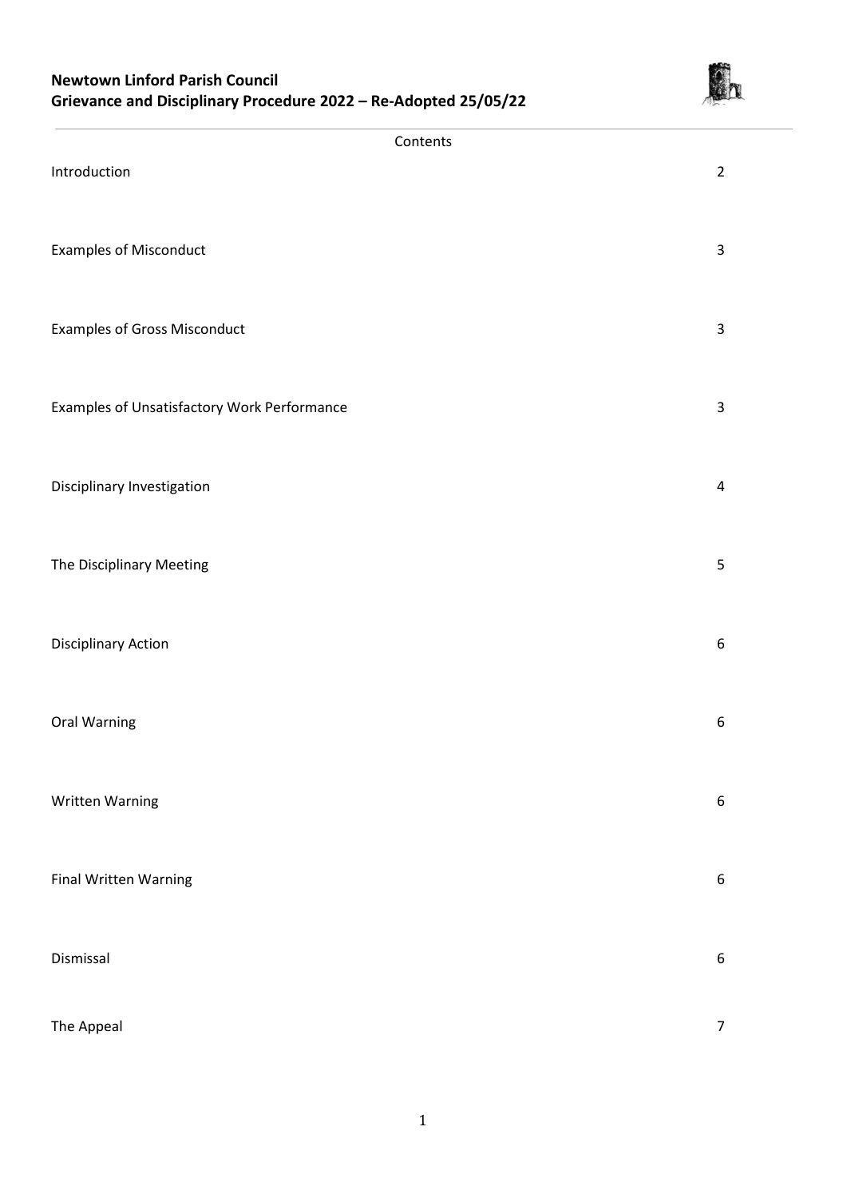**Newtown Linford Parish Council**
**Grievance and Disciplinary Procedure 2022 – Re-Adopted 25/05/22**

## Contents

| | |
|---|---|
| Introduction | 2 |
| Examples of Misconduct | 3 |
| Examples of Gross Misconduct | 3 |
| Examples of Unsatisfactory Work Performance | 3 |
| Disciplinary Investigation | 4 |
| The Disciplinary Meeting | 5 |
| Disciplinary Action | 6 |
| Oral Warning | 6 |
| Written Warning | 6 |
| Final Written Warning | 6 |
| Dismissal | 6 |
| The Appeal | 7 |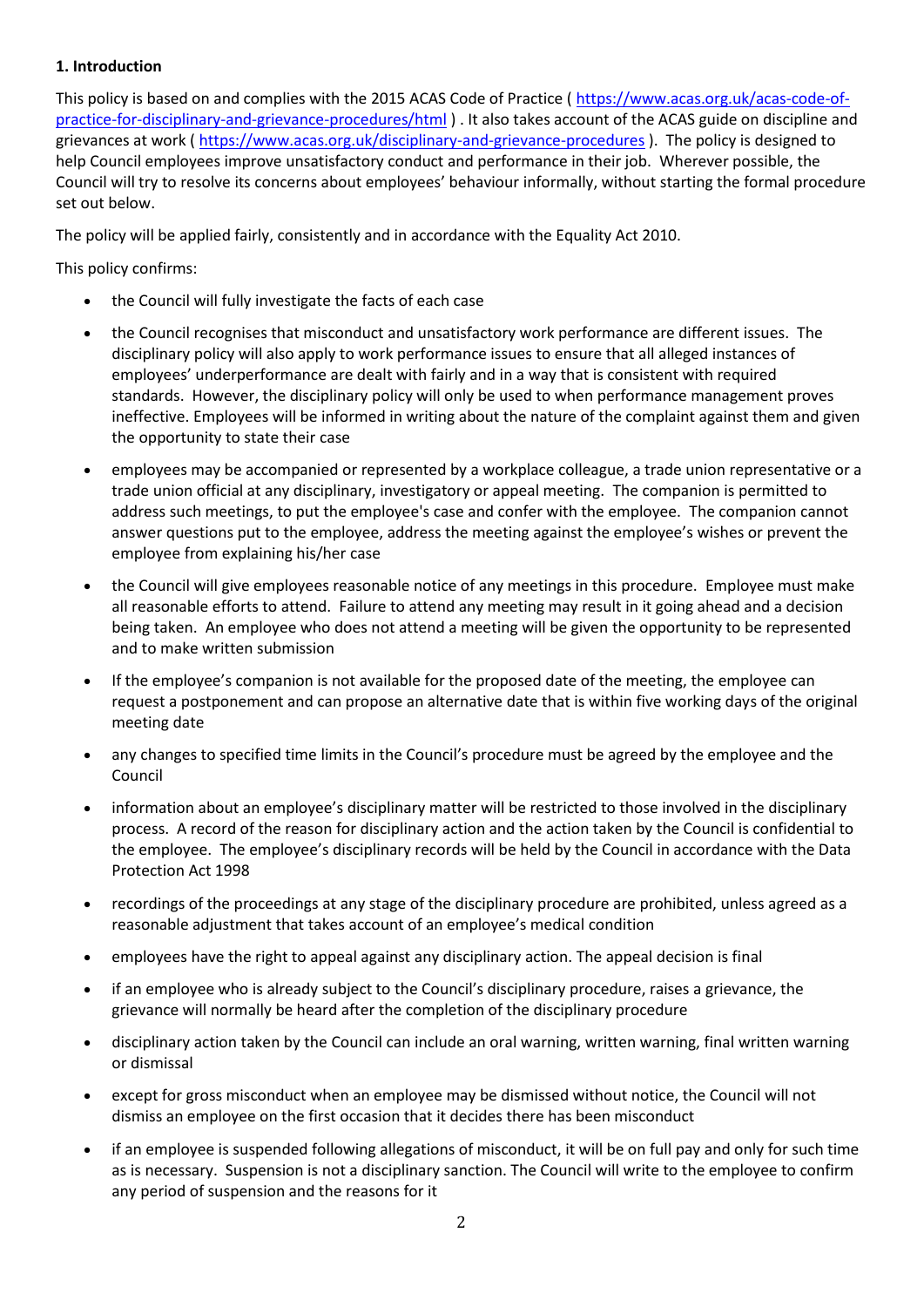**1. Introduction**

This policy is based on and complies with the 2015 ACAS Code of Practice ( [https://www.acas.org.uk/acas-code-of-practice-for-disciplinary-and-grievance-procedures/html](https://www.acas.org.uk/acas-code-of-practice-for-disciplinary-and-grievance-procedures/html) ) . It also takes account of the ACAS guide on discipline and grievances at work ( [https://www.acas.org.uk/disciplinary-and-grievance-procedures](https://www.acas.org.uk/disciplinary-and-grievance-procedures) ). The policy is designed to help Council employees improve unsatisfactory conduct and performance in their job. Wherever possible, the Council will try to resolve its concerns about employees' behaviour informally, without starting the formal procedure set out below.

The policy will be applied fairly, consistently and in accordance with the Equality Act 2010.

This policy confirms:

- the Council will fully investigate the facts of each case
- the Council recognises that misconduct and unsatisfactory work performance are different issues. The disciplinary policy will also apply to work performance issues to ensure that all alleged instances of employees' underperformance are dealt with fairly and in a way that is consistent with required standards. However, the disciplinary policy will only be used to when performance management proves ineffective. Employees will be informed in writing about the nature of the complaint against them and given the opportunity to state their case
- employees may be accompanied or represented by a workplace colleague, a trade union representative or a trade union official at any disciplinary, investigatory or appeal meeting. The companion is permitted to address such meetings, to put the employee's case and confer with the employee. The companion cannot answer questions put to the employee, address the meeting against the employee's wishes or prevent the employee from explaining his/her case
- the Council will give employees reasonable notice of any meetings in this procedure. Employee must make all reasonable efforts to attend. Failure to attend any meeting may result in it going ahead and a decision being taken. An employee who does not attend a meeting will be given the opportunity to be represented and to make written submission
- If the employee's companion is not available for the proposed date of the meeting, the employee can request a postponement and can propose an alternative date that is within five working days of the original meeting date
- any changes to specified time limits in the Council's procedure must be agreed by the employee and the Council
- information about an employee's disciplinary matter will be restricted to those involved in the disciplinary process. A record of the reason for disciplinary action and the action taken by the Council is confidential to the employee. The employee's disciplinary records will be held by the Council in accordance with the Data Protection Act 1998
- recordings of the proceedings at any stage of the disciplinary procedure are prohibited, unless agreed as a reasonable adjustment that takes account of an employee's medical condition
- employees have the right to appeal against any disciplinary action. The appeal decision is final
- if an employee who is already subject to the Council's disciplinary procedure, raises a grievance, the grievance will normally be heard after the completion of the disciplinary procedure
- disciplinary action taken by the Council can include an oral warning, written warning, final written warning or dismissal
- except for gross misconduct when an employee may be dismissed without notice, the Council will not dismiss an employee on the first occasion that it decides there has been misconduct
- if an employee is suspended following allegations of misconduct, it will be on full pay and only for such time as is necessary. Suspension is not a disciplinary sanction. The Council will write to the employee to confirm any period of suspension and the reasons for it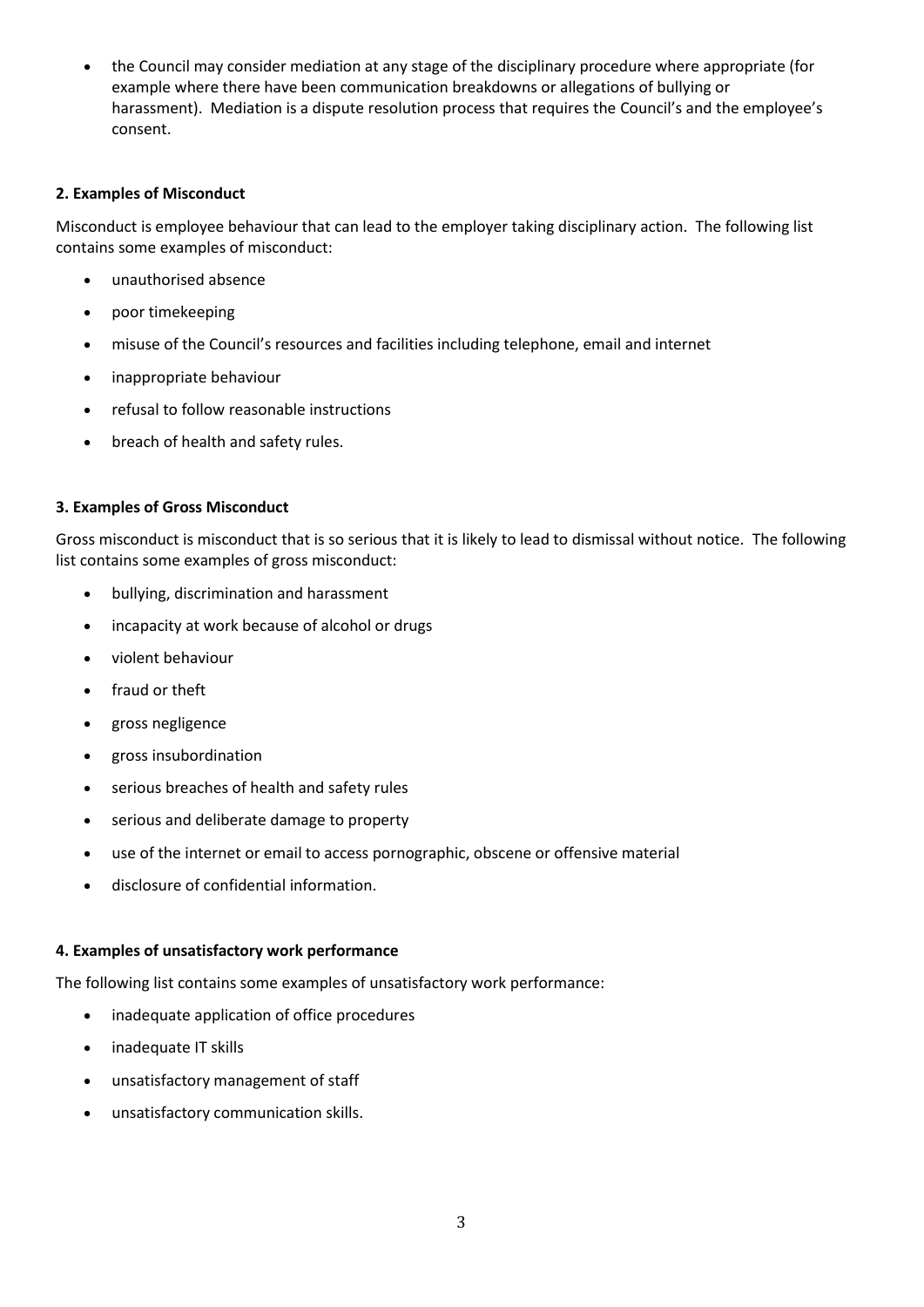- the Council may consider mediation at any stage of the disciplinary procedure where appropriate (for example where there have been communication breakdowns or allegations of bullying or harassment). Mediation is a dispute resolution process that requires the Council's and the employee's consent.

**2. Examples of Misconduct**

Misconduct is employee behaviour that can lead to the employer taking disciplinary action. The following list contains some examples of misconduct:

- unauthorised absence
- poor timekeeping
- misuse of the Council's resources and facilities including telephone, email and internet
- inappropriate behaviour
- refusal to follow reasonable instructions
- breach of health and safety rules.

**3. Examples of Gross Misconduct**

Gross misconduct is misconduct that is so serious that it is likely to lead to dismissal without notice. The following list contains some examples of gross misconduct:

- bullying, discrimination and harassment
- incapacity at work because of alcohol or drugs
- violent behaviour
- fraud or theft
- gross negligence
- gross insubordination
- serious breaches of health and safety rules
- serious and deliberate damage to property
- use of the internet or email to access pornographic, obscene or offensive material
- disclosure of confidential information.

**4. Examples of unsatisfactory work performance**

The following list contains some examples of unsatisfactory work performance:

- inadequate application of office procedures
- inadequate IT skills
- unsatisfactory management of staff
- unsatisfactory communication skills.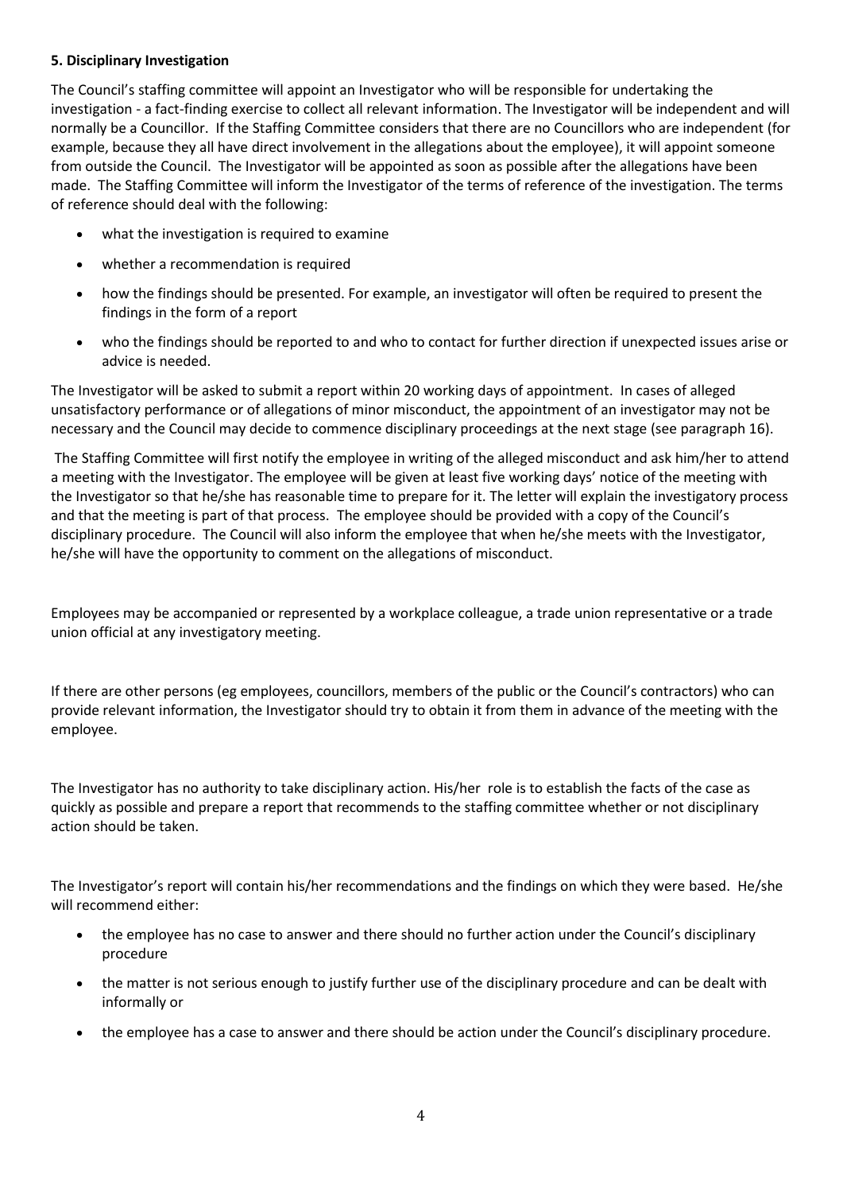**5. Disciplinary Investigation**

The Council's staffing committee will appoint an Investigator who will be responsible for undertaking the investigation - a fact-finding exercise to collect all relevant information. The Investigator will be independent and will normally be a Councillor. If the Staffing Committee considers that there are no Councillors who are independent (for example, because they all have direct involvement in the allegations about the employee), it will appoint someone from outside the Council. The Investigator will be appointed as soon as possible after the allegations have been made. The Staffing Committee will inform the Investigator of the terms of reference of the investigation. The terms of reference should deal with the following:

- what the investigation is required to examine
- whether a recommendation is required
- how the findings should be presented. For example, an investigator will often be required to present the findings in the form of a report
- who the findings should be reported to and who to contact for further direction if unexpected issues arise or advice is needed.

The Investigator will be asked to submit a report within 20 working days of appointment. In cases of alleged unsatisfactory performance or of allegations of minor misconduct, the appointment of an investigator may not be necessary and the Council may decide to commence disciplinary proceedings at the next stage (see paragraph 16).

The Staffing Committee will first notify the employee in writing of the alleged misconduct and ask him/her to attend a meeting with the Investigator. The employee will be given at least five working days' notice of the meeting with the Investigator so that he/she has reasonable time to prepare for it. The letter will explain the investigatory process and that the meeting is part of that process. The employee should be provided with a copy of the Council's disciplinary procedure. The Council will also inform the employee that when he/she meets with the Investigator, he/she will have the opportunity to comment on the allegations of misconduct.

Employees may be accompanied or represented by a workplace colleague, a trade union representative or a trade union official at any investigatory meeting.

If there are other persons (eg employees, councillors, members of the public or the Council's contractors) who can provide relevant information, the Investigator should try to obtain it from them in advance of the meeting with the employee.

The Investigator has no authority to take disciplinary action. His/her role is to establish the facts of the case as quickly as possible and prepare a report that recommends to the staffing committee whether or not disciplinary action should be taken.

The Investigator's report will contain his/her recommendations and the findings on which they were based. He/she will recommend either:

- the employee has no case to answer and there should no further action under the Council's disciplinary procedure
- the matter is not serious enough to justify further use of the disciplinary procedure and can be dealt with informally or
- the employee has a case to answer and there should be action under the Council's disciplinary procedure.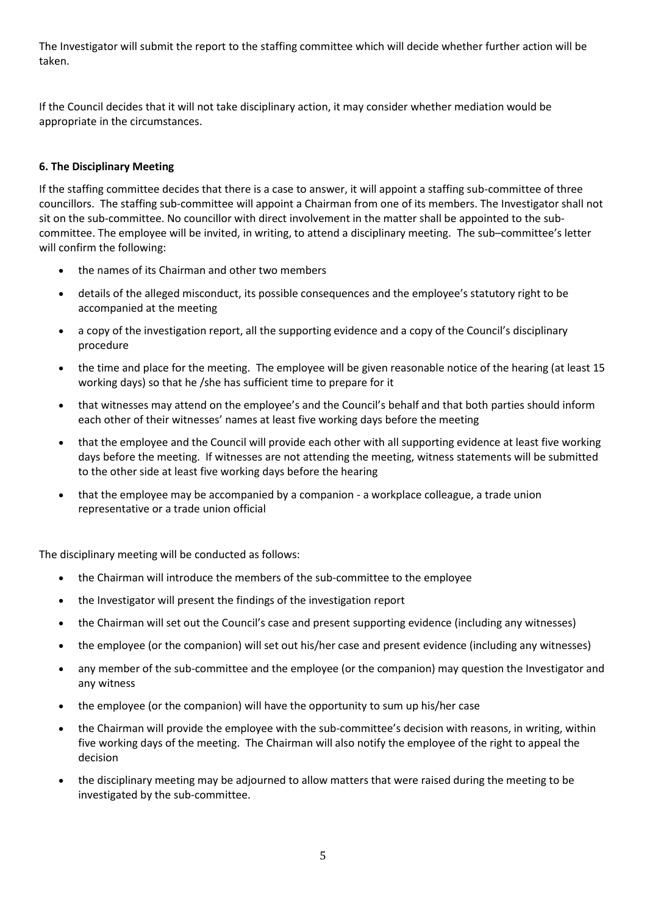The Investigator will submit the report to the staffing committee which will decide whether further action will be taken.

If the Council decides that it will not take disciplinary action, it may consider whether mediation would be appropriate in the circumstances.

**6. The Disciplinary Meeting**

If the staffing committee decides that there is a case to answer, it will appoint a staffing sub-committee of three councillors. The staffing sub-committee will appoint a Chairman from one of its members. The Investigator shall not sit on the sub-committee. No councillor with direct involvement in the matter shall be appointed to the sub-committee. The employee will be invited, in writing, to attend a disciplinary meeting. The sub–committee's letter will confirm the following:

- the names of its Chairman and other two members
- details of the alleged misconduct, its possible consequences and the employee's statutory right to be accompanied at the meeting
- a copy of the investigation report, all the supporting evidence and a copy of the Council's disciplinary procedure
- the time and place for the meeting. The employee will be given reasonable notice of the hearing (at least 15 working days) so that he /she has sufficient time to prepare for it
- that witnesses may attend on the employee's and the Council's behalf and that both parties should inform each other of their witnesses' names at least five working days before the meeting
- that the employee and the Council will provide each other with all supporting evidence at least five working days before the meeting. If witnesses are not attending the meeting, witness statements will be submitted to the other side at least five working days before the hearing
- that the employee may be accompanied by a companion - a workplace colleague, a trade union representative or a trade union official

The disciplinary meeting will be conducted as follows:

- the Chairman will introduce the members of the sub-committee to the employee
- the Investigator will present the findings of the investigation report
- the Chairman will set out the Council's case and present supporting evidence (including any witnesses)
- the employee (or the companion) will set out his/her case and present evidence (including any witnesses)
- any member of the sub-committee and the employee (or the companion) may question the Investigator and any witness
- the employee (or the companion) will have the opportunity to sum up his/her case
- the Chairman will provide the employee with the sub-committee's decision with reasons, in writing, within five working days of the meeting. The Chairman will also notify the employee of the right to appeal the decision
- the disciplinary meeting may be adjourned to allow matters that were raised during the meeting to be investigated by the sub-committee.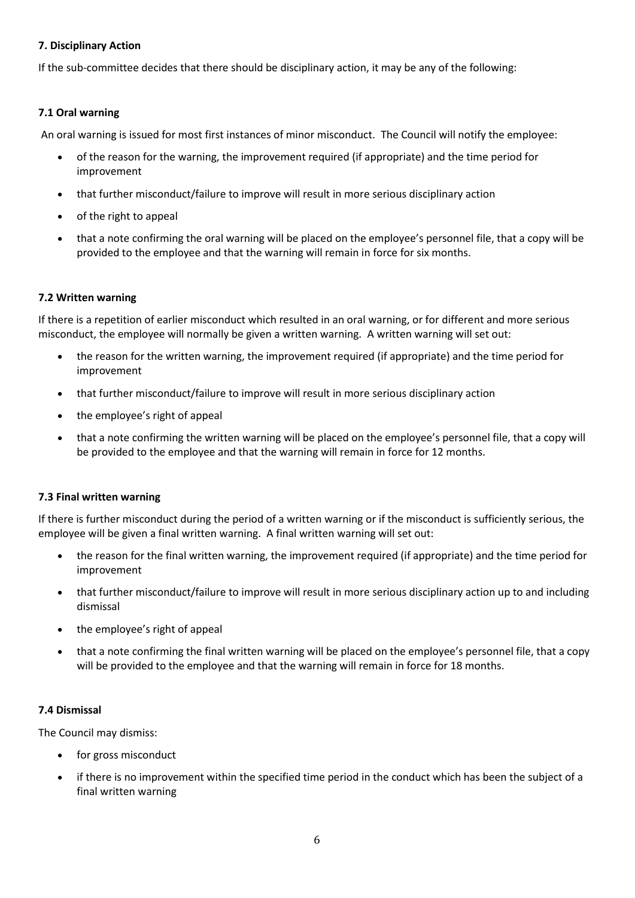### 7. Disciplinary Action

If the sub-committee decides that there should be disciplinary action, it may be any of the following:

#### 7.1 Oral warning

An oral warning is issued for most first instances of minor misconduct. The Council will notify the employee:

- of the reason for the warning, the improvement required (if appropriate) and the time period for improvement
- that further misconduct/failure to improve will result in more serious disciplinary action
- of the right to appeal
- that a note confirming the oral warning will be placed on the employee's personnel file, that a copy will be provided to the employee and that the warning will remain in force for six months.

#### 7.2 Written warning

If there is a repetition of earlier misconduct which resulted in an oral warning, or for different and more serious misconduct, the employee will normally be given a written warning. A written warning will set out:

- the reason for the written warning, the improvement required (if appropriate) and the time period for improvement
- that further misconduct/failure to improve will result in more serious disciplinary action
- the employee's right of appeal
- that a note confirming the written warning will be placed on the employee's personnel file, that a copy will be provided to the employee and that the warning will remain in force for 12 months.

#### 7.3 Final written warning

If there is further misconduct during the period of a written warning or if the misconduct is sufficiently serious, the employee will be given a final written warning. A final written warning will set out:

- the reason for the final written warning, the improvement required (if appropriate) and the time period for improvement
- that further misconduct/failure to improve will result in more serious disciplinary action up to and including dismissal
- the employee's right of appeal
- that a note confirming the final written warning will be placed on the employee's personnel file, that a copy will be provided to the employee and that the warning will remain in force for 18 months.

#### 7.4 Dismissal

The Council may dismiss:

- for gross misconduct
- if there is no improvement within the specified time period in the conduct which has been the subject of a final written warning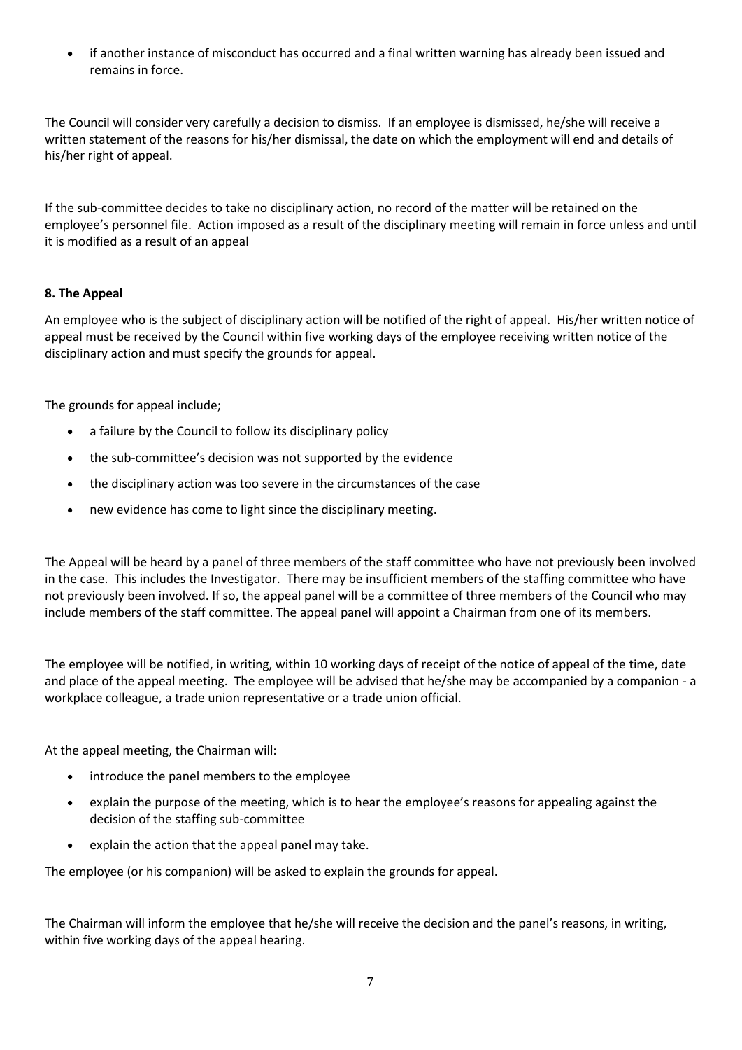- if another instance of misconduct has occurred and a final written warning has already been issued and remains in force.

The Council will consider very carefully a decision to dismiss. If an employee is dismissed, he/she will receive a written statement of the reasons for his/her dismissal, the date on which the employment will end and details of his/her right of appeal.

If the sub-committee decides to take no disciplinary action, no record of the matter will be retained on the employee's personnel file. Action imposed as a result of the disciplinary meeting will remain in force unless and until it is modified as a result of an appeal

**8. The Appeal**

An employee who is the subject of disciplinary action will be notified of the right of appeal. His/her written notice of appeal must be received by the Council within five working days of the employee receiving written notice of the disciplinary action and must specify the grounds for appeal.

The grounds for appeal include;

- a failure by the Council to follow its disciplinary policy
- the sub-committee's decision was not supported by the evidence
- the disciplinary action was too severe in the circumstances of the case
- new evidence has come to light since the disciplinary meeting.

The Appeal will be heard by a panel of three members of the staff committee who have not previously been involved in the case. This includes the Investigator. There may be insufficient members of the staffing committee who have not previously been involved. If so, the appeal panel will be a committee of three members of the Council who may include members of the staff committee. The appeal panel will appoint a Chairman from one of its members.

The employee will be notified, in writing, within 10 working days of receipt of the notice of appeal of the time, date and place of the appeal meeting. The employee will be advised that he/she may be accompanied by a companion - a workplace colleague, a trade union representative or a trade union official.

At the appeal meeting, the Chairman will:

- introduce the panel members to the employee
- explain the purpose of the meeting, which is to hear the employee's reasons for appealing against the decision of the staffing sub-committee
- explain the action that the appeal panel may take.

The employee (or his companion) will be asked to explain the grounds for appeal.

The Chairman will inform the employee that he/she will receive the decision and the panel's reasons, in writing, within five working days of the appeal hearing.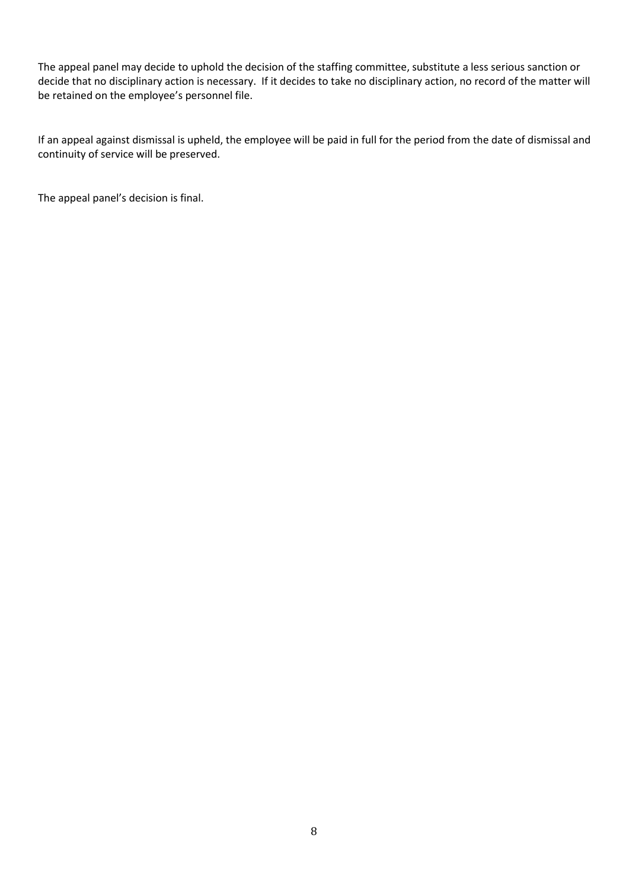The appeal panel may decide to uphold the decision of the staffing committee, substitute a less serious sanction or decide that no disciplinary action is necessary. If it decides to take no disciplinary action, no record of the matter will be retained on the employee's personnel file.

If an appeal against dismissal is upheld, the employee will be paid in full for the period from the date of dismissal and continuity of service will be preserved.

The appeal panel's decision is final.